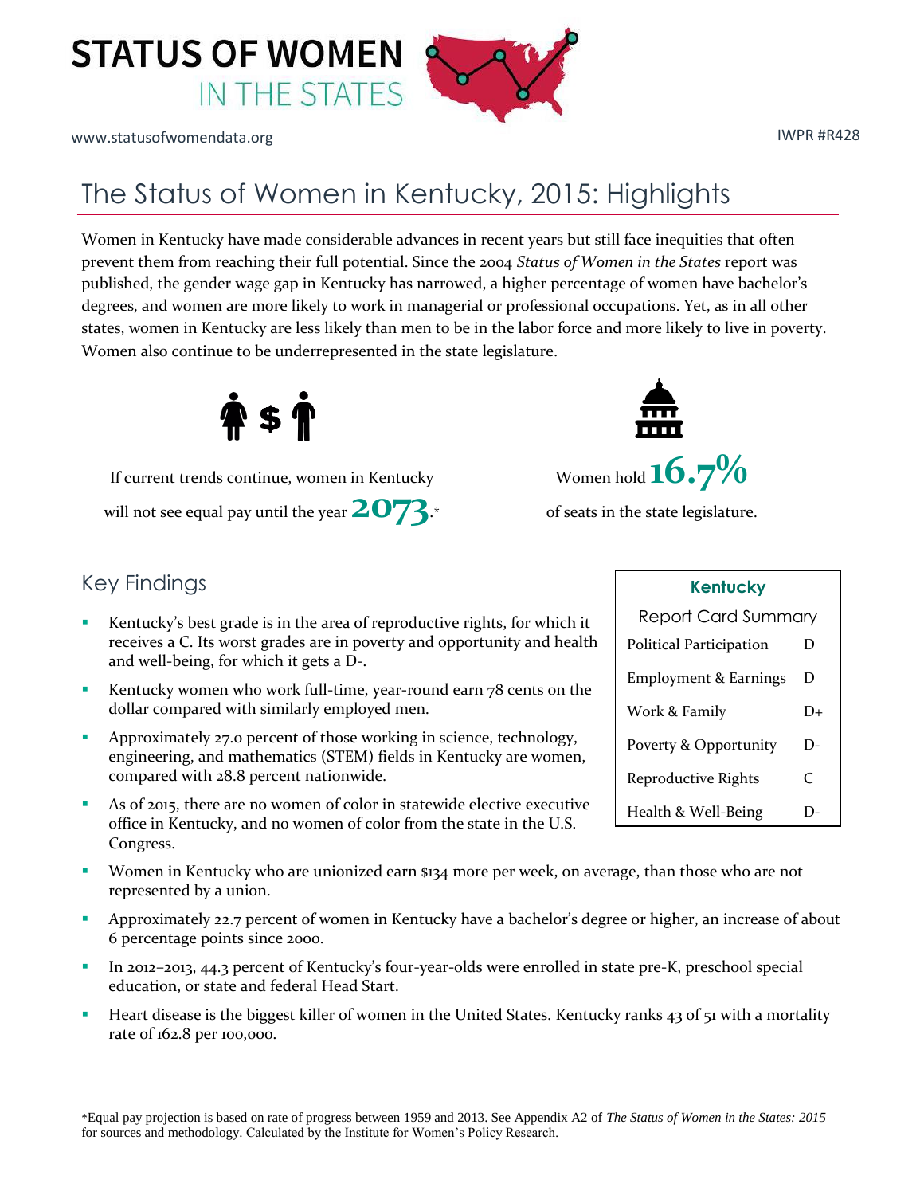# STATUS OF WOMEN IN THE STATES

www.statusofwomendata.org

IWPR #R428

## The Status of Women in Kentucky, 2015: Highlights

Women in Kentucky have made considerable advances in recent years but still face inequities that often prevent them from reaching their full potential. Since the 2004 *Status of Women in the States* report was published, the gender wage gap in Kentucky has narrowed, a higher percentage of women have bachelor's degrees, and women are more likely to work in managerial or professional occupations. Yet, as in all other states, women in Kentucky are less likely than men to be in the labor force and more likely to live in poverty. Women also continue to be underrepresented in the state legislature.

If current trends continue, women in Kentucky will not see equal pay until the year **2073**.*

Women hold **16.7%** of seats in the state legislature.

### Key Findings

- Kentucky's best grade is in the area of reproductive rights, for which it receives a C. Its worst grades are in poverty and opportunity and health and well-being, for which it gets a D-.
- Kentucky women who work full-time, year-round earn 78 cents on the dollar compared with similarly employed men.
- Approximately 27.0 percent of those working in science, technology, engineering, and mathematics (STEM) fields in Kentucky are women, compared with 28.8 percent nationwide.
- As of 2015, there are no women of color in statewide elective executive office in Kentucky, and no women of color from the state in the U.S. Congress.
- Women in Kentucky who are unionized earn $134 more per week, on average, than those who are not represented by a union.
- Approximately 22.7 percent of women in Kentucky have a bachelor's degree or higher, an increase of about 6 percentage points since 2000.
- In 2012–2013, 44.3 percent of Kentucky's four-year-olds were enrolled in state pre-K, preschool special education, or state and federal Head Start.
- Heart disease is the biggest killer of women in the United States. Kentucky ranks 43 of 51 with a mortality rate of 162.8 per 100,000.

| Kentucky Report Card Summary | |
|---|---|
| Political Participation | D |
| Employment & Earnings | D |
| Work & Family | D+ |
| Poverty & Opportunity | D- |
| Reproductive Rights | C |
| Health & Well-Being | D- |

*Equal pay projection is based on rate of progress between 1959 and 2013. See Appendix A2 of *The Status of Women in the States: 2015* for sources and methodology. Calculated by the Institute for Women's Policy Research.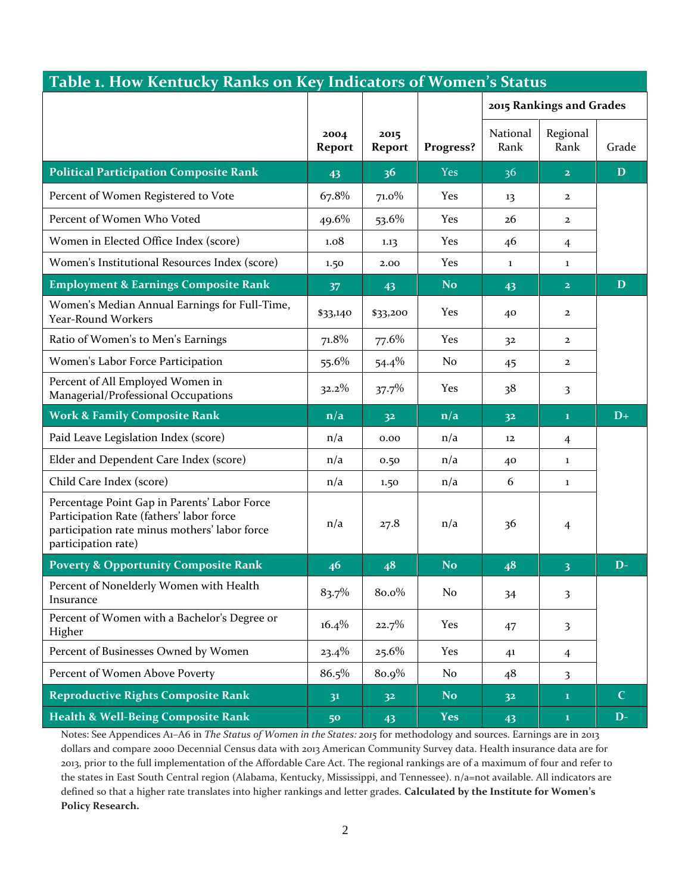## Table 1. How Kentucky Ranks on Key Indicators of Women's Status

| | 2004 Report | 2015 Report | Progress? | 2015 Rankings and Grades | | |
|---|---|---|---|---|---|---|
| | | | | National Rank | Regional Rank | Grade |
| **Political Participation Composite Rank** | **43** | **36** | **Yes** | **36** | **2** | **D** |
| Percent of Women Registered to Vote | 67.8% | 71.0% | Yes | 13 | 2 | |
| Percent of Women Who Voted | 49.6% | 53.6% | Yes | 26 | 2 | |
| Women in Elected Office Index (score) | 1.08 | 1.13 | Yes | 46 | 4 | |
| Women's Institutional Resources Index (score) | 1.50 | 2.00 | Yes | 1 | 1 | |
| **Employment & Earnings Composite Rank** | **37** | **43** | **No** | **43** | **2** | **D** |
| Women's Median Annual Earnings for Full-Time, Year-Round Workers | $33,140 | $33,200 | Yes | 40 | 2 | |
| Ratio of Women's to Men's Earnings | 71.8% | 77.6% | Yes | 32 | 2 | |
| Women's Labor Force Participation | 55.6% | 54.4% | No | 45 | 2 | |
| Percent of All Employed Women in Managerial/Professional Occupations | 32.2% | 37.7% | Yes | 38 | 3 | |
| **Work & Family Composite Rank** | **n/a** | **32** | **n/a** | **32** | **1** | **D+** |
| Paid Leave Legislation Index (score) | n/a | 0.00 | n/a | 12 | 4 | |
| Elder and Dependent Care Index (score) | n/a | 0.50 | n/a | 40 | 1 | |
| Child Care Index (score) | n/a | 1.50 | n/a | 6 | 1 | |
| Percentage Point Gap in Parents' Labor Force Participation Rate (fathers' labor force participation rate minus mothers' labor force participation rate) | n/a | 27.8 | n/a | 36 | 4 | |
| **Poverty & Opportunity Composite Rank** | **46** | **48** | **No** | **48** | **3** | **D-** |
| Percent of Nonelderly Women with Health Insurance | 83.7% | 80.0% | No | 34 | 3 | |
| Percent of Women with a Bachelor's Degree or Higher | 16.4% | 22.7% | Yes | 47 | 3 | |
| Percent of Businesses Owned by Women | 23.4% | 25.6% | Yes | 41 | 4 | |
| Percent of Women Above Poverty | 86.5% | 80.9% | No | 48 | 3 | |
| **Reproductive Rights Composite Rank** | **31** | **32** | **No** | **32** | **1** | **C** |
| **Health & Well-Being Composite Rank** | **50** | **43** | **Yes** | **43** | **1** | **D-** |

Notes: See Appendices A1–A6 in *The Status of Women in the States: 2015* for methodology and sources. Earnings are in 2013 dollars and compare 2000 Decennial Census data with 2013 American Community Survey data. Health insurance data are for 2013, prior to the full implementation of the Affordable Care Act. The regional rankings are of a maximum of four and refer to the states in East South Central region (Alabama, Kentucky, Mississippi, and Tennessee). n/a=not available. All indicators are defined so that a higher rate translates into higher rankings and letter grades. **Calculated by the Institute for Women's Policy Research.**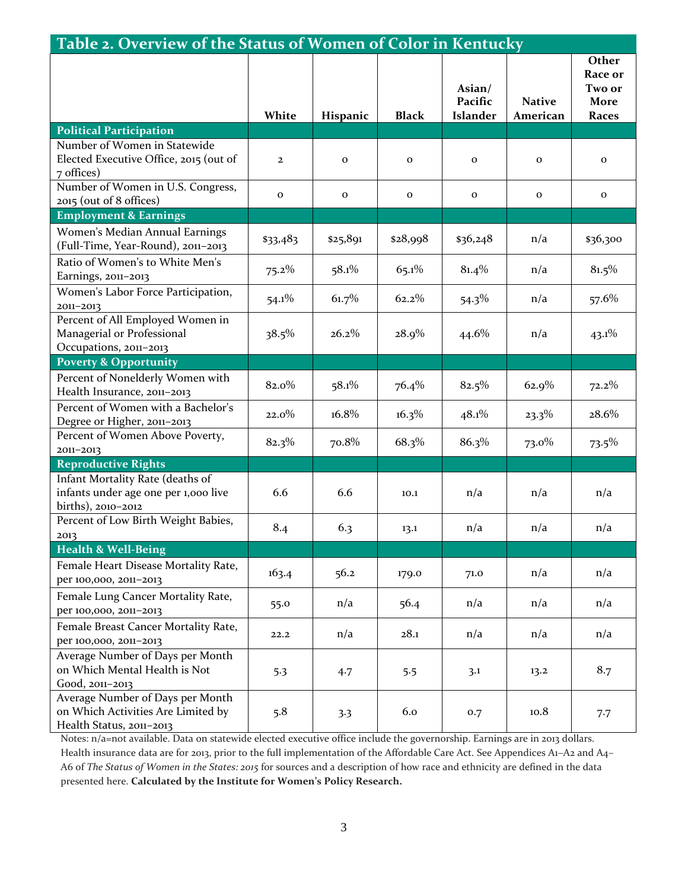## Table 2. Overview of the Status of Women of Color in Kentucky

| | White | Hispanic | Black | Asian/ Pacific Islander | Native American | Other Race or Two or More Races |
|---|---|---|---|---|---|---|
| **Political Participation** | | | | | | |
| Number of Women in Statewide Elected Executive Office, 2015 (out of 7 offices) | 2 | 0 | 0 | 0 | 0 | 0 |
| Number of Women in U.S. Congress, 2015 (out of 8 offices) | 0 | 0 | 0 | 0 | 0 | 0 |
| **Employment & Earnings** | | | | | | |
| Women's Median Annual Earnings (Full-Time, Year-Round), 2011–2013 | $33,483 | $25,891 | $28,998 | $36,248 | n/a | $36,300 |
| Ratio of Women's to White Men's Earnings, 2011–2013 | 75.2% | 58.1% | 65.1% | 81.4% | n/a | 81.5% |
| Women's Labor Force Participation, 2011–2013 | 54.1% | 61.7% | 62.2% | 54.3% | n/a | 57.6% |
| Percent of All Employed Women in Managerial or Professional Occupations, 2011–2013 | 38.5% | 26.2% | 28.9% | 44.6% | n/a | 43.1% |
| **Poverty & Opportunity** | | | | | | |
| Percent of Nonelderly Women with Health Insurance, 2011–2013 | 82.0% | 58.1% | 76.4% | 82.5% | 62.9% | 72.2% |
| Percent of Women with a Bachelor's Degree or Higher, 2011–2013 | 22.0% | 16.8% | 16.3% | 48.1% | 23.3% | 28.6% |
| Percent of Women Above Poverty, 2011–2013 | 82.3% | 70.8% | 68.3% | 86.3% | 73.0% | 73.5% |
| **Reproductive Rights** | | | | | | |
| Infant Mortality Rate (deaths of infants under age one per 1,000 live births), 2010–2012 | 6.6 | 6.6 | 10.1 | n/a | n/a | n/a |
| Percent of Low Birth Weight Babies, 2013 | 8.4 | 6.3 | 13.1 | n/a | n/a | n/a |
| **Health & Well-Being** | | | | | | |
| Female Heart Disease Mortality Rate, per 100,000, 2011–2013 | 163.4 | 56.2 | 179.0 | 71.0 | n/a | n/a |
| Female Lung Cancer Mortality Rate, per 100,000, 2011–2013 | 55.0 | n/a | 56.4 | n/a | n/a | n/a |
| Female Breast Cancer Mortality Rate, per 100,000, 2011–2013 | 22.2 | n/a | 28.1 | n/a | n/a | n/a |
| Average Number of Days per Month on Which Mental Health is Not Good, 2011–2013 | 5.3 | 4.7 | 5.5 | 3.1 | 13.2 | 8.7 |
| Average Number of Days per Month on Which Activities Are Limited by Health Status, 2011–2013 | 5.8 | 3.3 | 6.0 | 0.7 | 10.8 | 7.7 |

Notes: n/a=not available. Data on statewide elected executive office include the governorship. Earnings are in 2013 dollars. Health insurance data are for 2013, prior to the full implementation of the Affordable Care Act. See Appendices A1–A2 and A4–A6 of *The Status of Women in the States: 2015* for sources and a description of how race and ethnicity are defined in the data presented here. **Calculated by the Institute for Women's Policy Research.**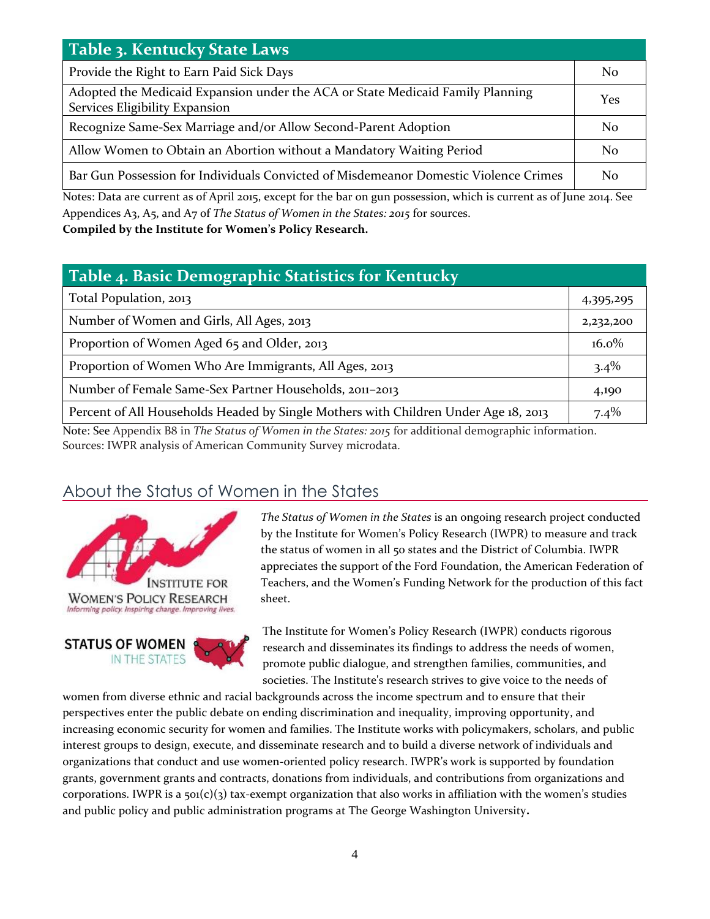## Table 3. Kentucky State Laws

| | |
|---|---|
| Provide the Right to Earn Paid Sick Days | No |
| Adopted the Medicaid Expansion under the ACA or State Medicaid Family Planning Services Eligibility Expansion | Yes |
| Recognize Same-Sex Marriage and/or Allow Second-Parent Adoption | No |
| Allow Women to Obtain an Abortion without a Mandatory Waiting Period | No |
| Bar Gun Possession for Individuals Convicted of Misdemeanor Domestic Violence Crimes | No |

Notes: Data are current as of April 2015, except for the bar on gun possession, which is current as of June 2014. See Appendices A3, A5, and A7 of *The Status of Women in the States: 2015* for sources.
**Compiled by the Institute for Women's Policy Research.**

## Table 4. Basic Demographic Statistics for Kentucky

| | |
|---|---|
| Total Population, 2013 | 4,395,295 |
| Number of Women and Girls, All Ages, 2013 | 2,232,200 |
| Proportion of Women Aged 65 and Older, 2013 | 16.0% |
| Proportion of Women Who Are Immigrants, All Ages, 2013 | 3.4% |
| Number of Female Same-Sex Partner Households, 2011–2013 | 4,190 |
| Percent of All Households Headed by Single Mothers with Children Under Age 18, 2013 | 7.4% |

Note: See Appendix B8 in *The Status of Women in the States: 2015* for additional demographic information.
Sources: IWPR analysis of American Community Survey microdata.

## About the Status of Women in the States

INSTITUTE FOR WOMEN'S POLICY RESEARCH
Informing policy. Inspiring change. Improving lives.

*The Status of Women in the States* is an ongoing research project conducted by the Institute for Women's Policy Research (IWPR) to measure and track the status of women in all 50 states and the District of Columbia. IWPR appreciates the support of the Ford Foundation, the American Federation of Teachers, and the Women's Funding Network for the production of this fact sheet.

STATUS OF WOMEN IN THE STATES

The Institute for Women's Policy Research (IWPR) conducts rigorous research and disseminates its findings to address the needs of women, promote public dialogue, and strengthen families, communities, and societies. The Institute's research strives to give voice to the needs of women from diverse ethnic and racial backgrounds across the income spectrum and to ensure that their perspectives enter the public debate on ending discrimination and inequality, improving opportunity, and increasing economic security for women and families. The Institute works with policymakers, scholars, and public interest groups to design, execute, and disseminate research and to build a diverse network of individuals and organizations that conduct and use women-oriented policy research. IWPR's work is supported by foundation grants, government grants and contracts, donations from individuals, and contributions from organizations and corporations. IWPR is a 501(c)(3) tax-exempt organization that also works in affiliation with the women's studies and public policy and public administration programs at The George Washington University.